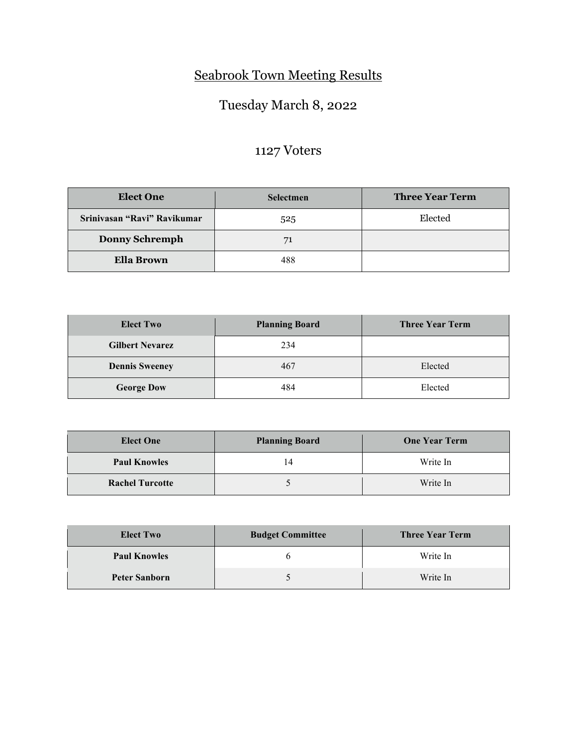# Seabrook Town Meeting Results

## Tuesday March 8, 2022

## 1127 Voters

| Elect One | Selectmen | Three Year Term |
|---|---|---|
| Srinivasan "Ravi" Ravikumar | 525 | Elected |
| Donny Schremph | 71 | |
| Ella Brown | 488 | |

| Elect Two | Planning Board | Three Year Term |
|---|---|---|
| Gilbert Nevarez | 234 | |
| Dennis Sweeney | 467 | Elected |
| George Dow | 484 | Elected |

| Elect One | Planning Board | One Year Term |
|---|---|---|
| Paul Knowles | 14 | Write In |
| Rachel Turcotte | 5 | Write In |

| Elect Two | Budget Committee | Three Year Term |
|---|---|---|
| Paul Knowles | 6 | Write In |
| Peter Sanborn | 5 | Write In |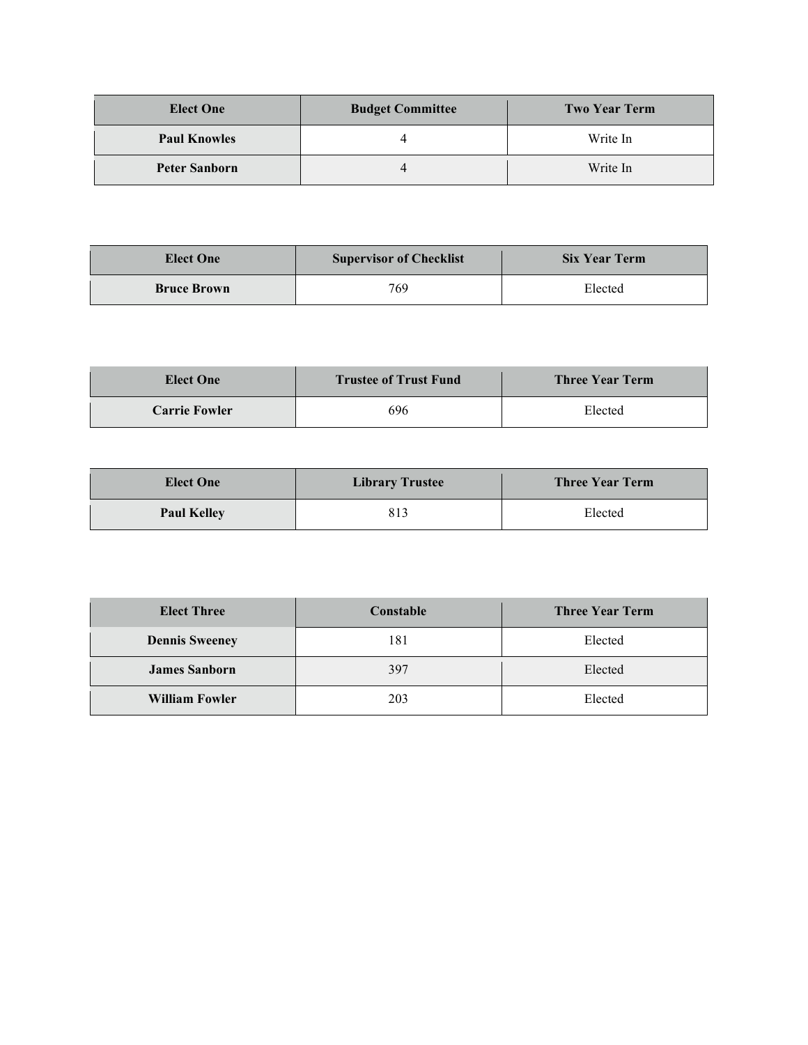| Elect One | Budget Committee | Two Year Term |
|---|---|---|
| **Paul Knowles** | 4 | Write In |
| **Peter Sanborn** | 4 | Write In |

| Elect One | Supervisor of Checklist | Six Year Term |
|---|---|---|
| **Bruce Brown** | 769 | Elected |

| Elect One | Trustee of Trust Fund | Three Year Term |
|---|---|---|
| **Carrie Fowler** | 696 | Elected |

| Elect One | Library Trustee | Three Year Term |
|---|---|---|
| **Paul Kelley** | 813 | Elected |

| Elect Three | Constable | Three Year Term |
|---|---|---|
| **Dennis Sweeney** | 181 | Elected |
| **James Sanborn** | 397 | Elected |
| **William Fowler** | 203 | Elected |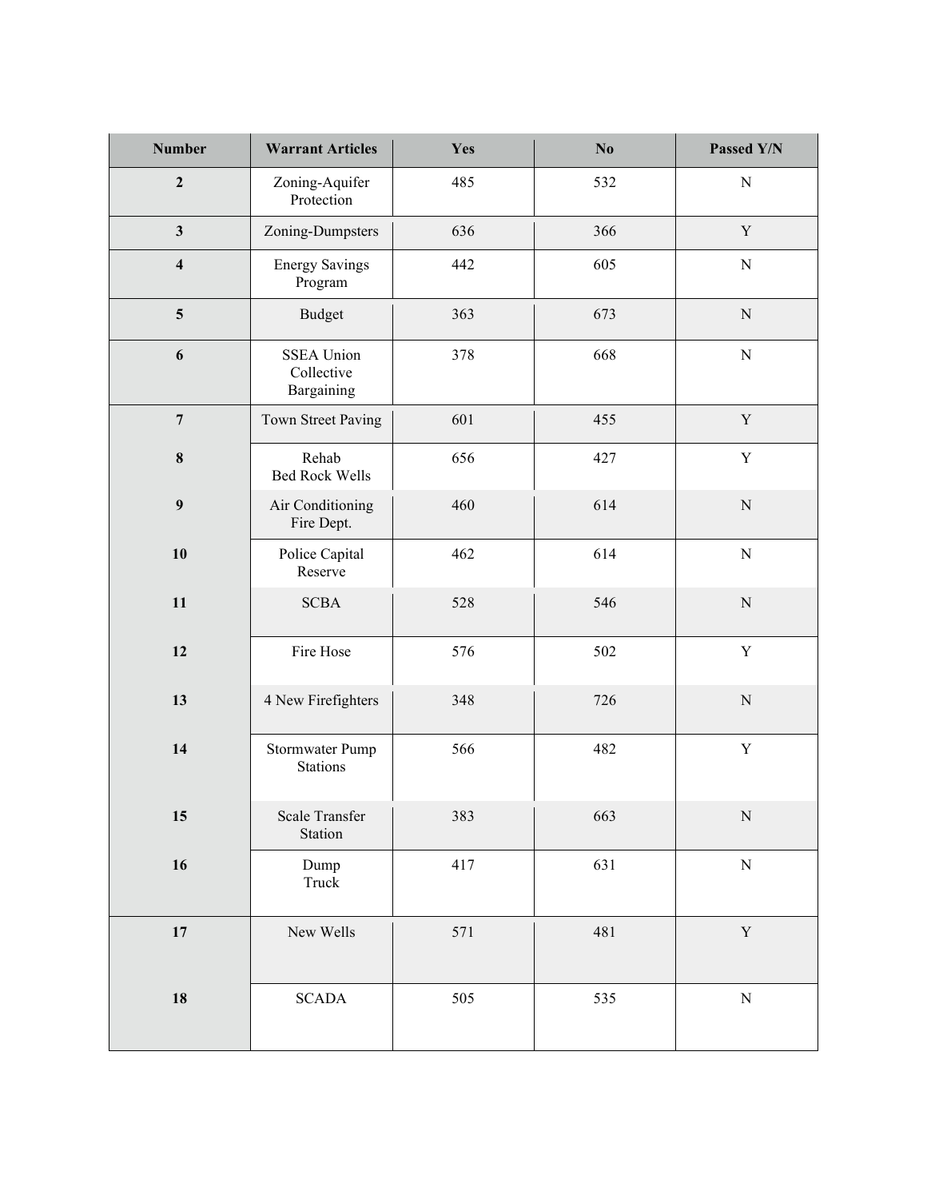| Number | Warrant Articles | Yes | No | Passed Y/N |
| --- | --- | --- | --- | --- |
| **2** | Zoning-Aquifer Protection | 485 | 532 | N |
| **3** | Zoning-Dumpsters | 636 | 366 | Y |
| **4** | Energy Savings Program | 442 | 605 | N |
| **5** | Budget | 363 | 673 | N |
| **6** | SSEA Union Collective Bargaining | 378 | 668 | N |
| **7** | Town Street Paving | 601 | 455 | Y |
| **8** | Rehab Bed Rock Wells | 656 | 427 | Y |
| **9** | Air Conditioning Fire Dept. | 460 | 614 | N |
| **10** | Police Capital Reserve | 462 | 614 | N |
| **11** | SCBA | 528 | 546 | N |
| **12** | Fire Hose | 576 | 502 | Y |
| **13** | 4 New Firefighters | 348 | 726 | N |
| **14** | Stormwater Pump Stations | 566 | 482 | Y |
| **15** | Scale Transfer Station | 383 | 663 | N |
| **16** | Dump Truck | 417 | 631 | N |
| **17** | New Wells | 571 | 481 | Y |
| **18** | SCADA | 505 | 535 | N |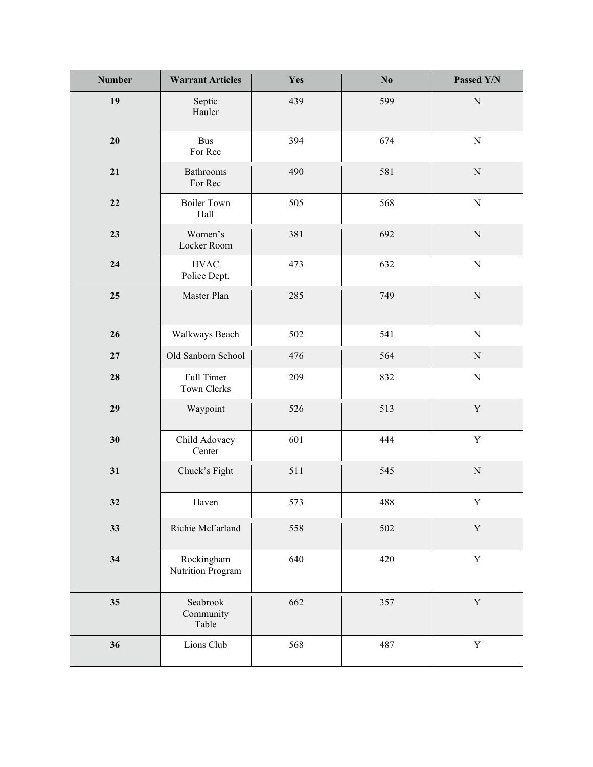| Number | Warrant Articles | Yes | No | Passed Y/N |
|---|---|---|---|---|
| 19 | Septic Hauler | 439 | 599 | N |
| 20 | Bus For Rec | 394 | 674 | N |
| 21 | Bathrooms For Rec | 490 | 581 | N |
| 22 | Boiler Town Hall | 505 | 568 | N |
| 23 | Women's Locker Room | 381 | 692 | N |
| 24 | HVAC Police Dept. | 473 | 632 | N |
| 25 | Master Plan | 285 | 749 | N |
| 26 | Walkways Beach | 502 | 541 | N |
| 27 | Old Sanborn School | 476 | 564 | N |
| 28 | Full Timer Town Clerks | 209 | 832 | N |
| 29 | Waypoint | 526 | 513 | Y |
| 30 | Child Adovacy Center | 601 | 444 | Y |
| 31 | Chuck's Fight | 511 | 545 | N |
| 32 | Haven | 573 | 488 | Y |
| 33 | Richie McFarland | 558 | 502 | Y |
| 34 | Rockingham Nutrition Program | 640 | 420 | Y |
| 35 | Seabrook Community Table | 662 | 357 | Y |
| 36 | Lions Club | 568 | 487 | Y |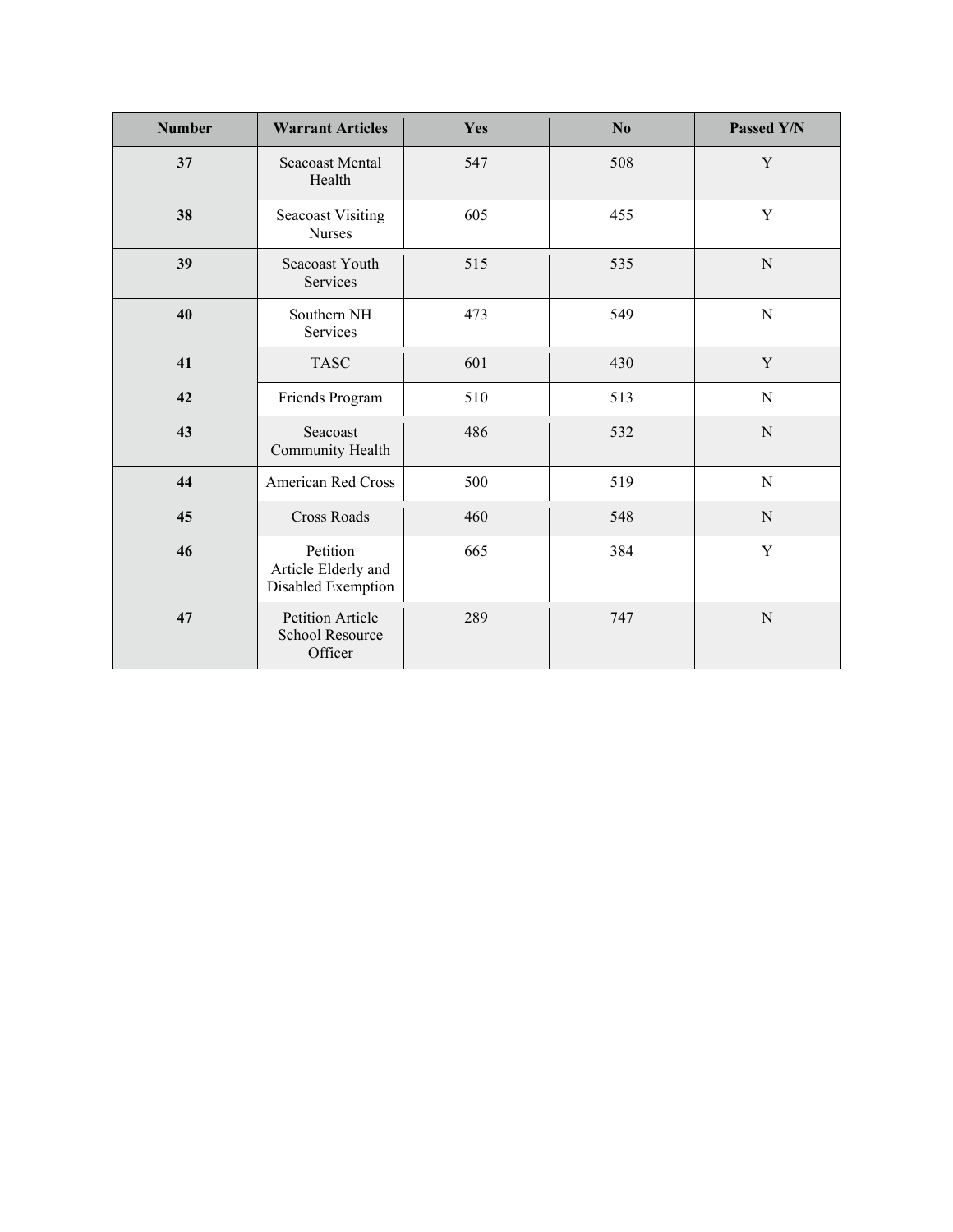| Number | Warrant Articles | Yes | No | Passed Y/N |
|---|---|---|---|---|
| **37** | Seacoast Mental Health | 547 | 508 | Y |
| **38** | Seacoast Visiting Nurses | 605 | 455 | Y |
| **39** | Seacoast Youth Services | 515 | 535 | N |
| **40** | Southern NH Services | 473 | 549 | N |
| **41** | TASC | 601 | 430 | Y |
| **42** | Friends Program | 510 | 513 | N |
| **43** | Seacoast Community Health | 486 | 532 | N |
| **44** | American Red Cross | 500 | 519 | N |
| **45** | Cross Roads | 460 | 548 | N |
| **46** | Petition Article Elderly and Disabled Exemption | 665 | 384 | Y |
| **47** | Petition Article School Resource Officer | 289 | 747 | N |